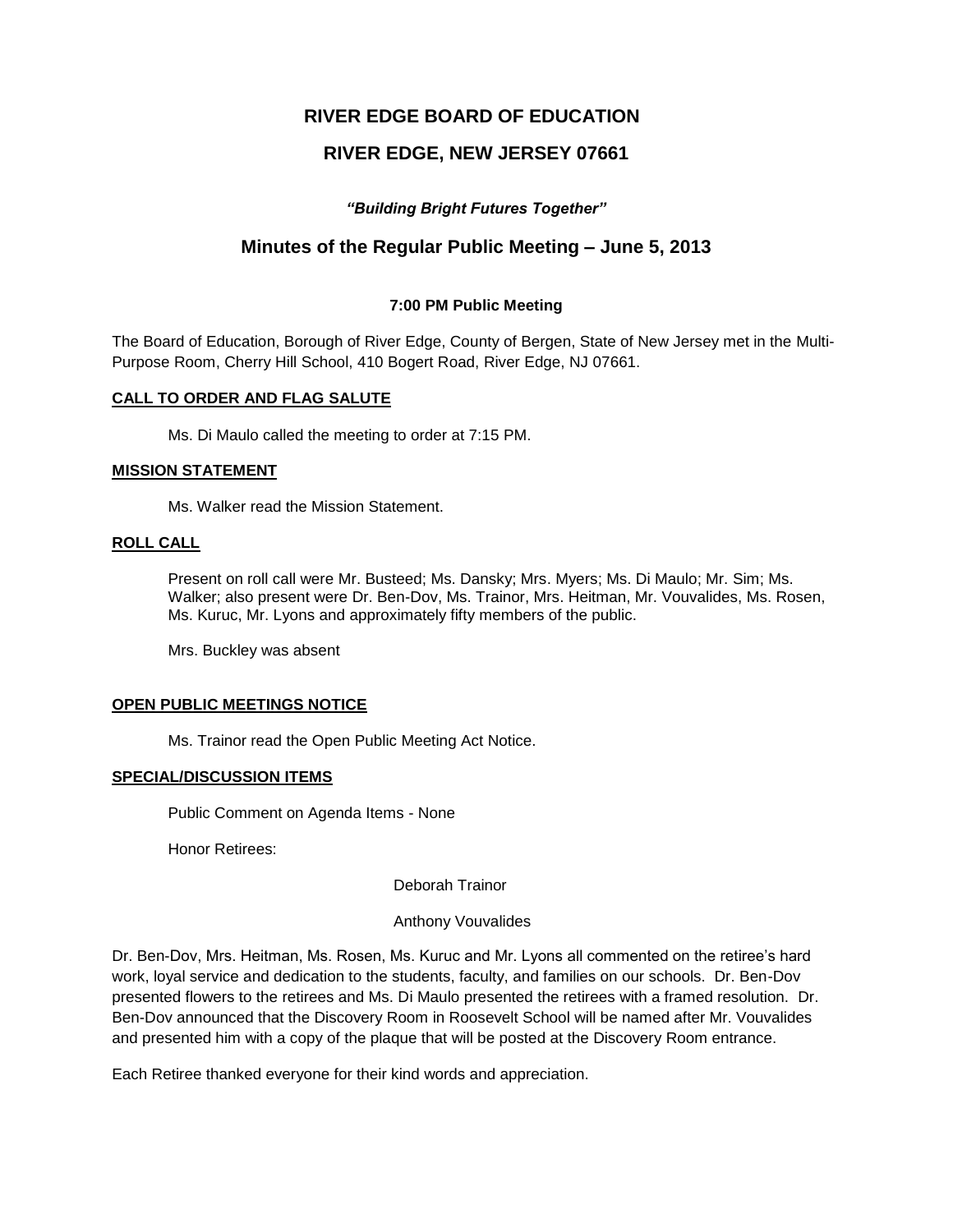# RIVER EDGE BOARD OF EDUCATION

## RIVER EDGE, NEW JERSEY 07661

***"Building Bright Futures Together"***

## Minutes of the Regular Public Meeting – June 5, 2013

**7:00 PM Public Meeting**

The Board of Education, Borough of River Edge, County of Bergen, State of New Jersey met in the Multi-Purpose Room, Cherry Hill School, 410 Bogert Road, River Edge, NJ 07661.

**CALL TO ORDER AND FLAG SALUTE**

Ms. Di Maulo called the meeting to order at 7:15 PM.

**MISSION STATEMENT**

Ms. Walker read the Mission Statement.

**ROLL CALL**

Present on roll call were Mr. Busteed; Ms. Dansky; Mrs. Myers; Ms. Di Maulo; Mr. Sim; Ms. Walker; also present were Dr. Ben-Dov, Ms. Trainor, Mrs. Heitman, Mr. Vouvalides, Ms. Rosen, Ms. Kuruc, Mr. Lyons and approximately fifty members of the public.

Mrs. Buckley was absent

**OPEN PUBLIC MEETINGS NOTICE**

Ms. Trainor read the Open Public Meeting Act Notice.

**SPECIAL/DISCUSSION ITEMS**

Public Comment on Agenda Items - None

Honor Retirees:

Deborah Trainor

Anthony Vouvalides

Dr. Ben-Dov, Mrs. Heitman, Ms. Rosen, Ms. Kuruc and Mr. Lyons all commented on the retiree's hard work, loyal service and dedication to the students, faculty, and families on our schools. Dr. Ben-Dov presented flowers to the retirees and Ms. Di Maulo presented the retirees with a framed resolution. Dr. Ben-Dov announced that the Discovery Room in Roosevelt School will be named after Mr. Vouvalides and presented him with a copy of the plaque that will be posted at the Discovery Room entrance.

Each Retiree thanked everyone for their kind words and appreciation.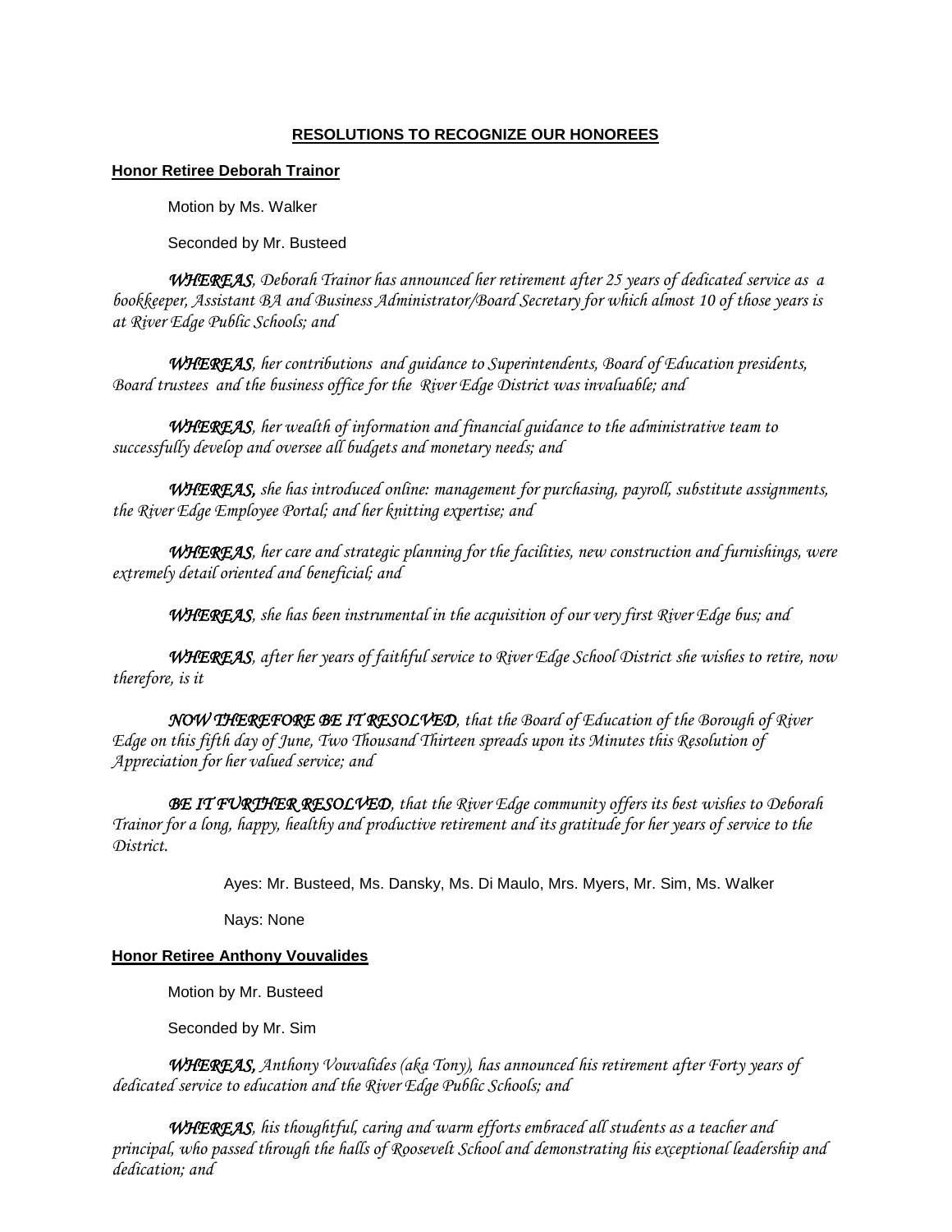## RESOLUTIONS TO RECOGNIZE OUR HONOREES

### Honor Retiree Deborah Trainor

Motion by Ms. Walker

Seconded by Mr. Busteed

***WHEREAS****, Deborah Trainor has announced her retirement after 25 years of dedicated service as a bookkeeper, Assistant BA and Business Administrator/Board Secretary for which almost 10 of those years is at River Edge Public Schools; and*

***WHEREAS****, her contributions and guidance to Superintendents, Board of Education presidents, Board trustees and the business office for the River Edge District was invaluable; and*

***WHEREAS****, her wealth of information and financial guidance to the administrative team to successfully develop and oversee all budgets and monetary needs; and*

***WHEREAS,*** *she has introduced online: management for purchasing, payroll, substitute assignments, the River Edge Employee Portal; and her knitting expertise; and*

***WHEREAS****, her care and strategic planning for the facilities, new construction and furnishings, were extremely detail oriented and beneficial; and*

***WHEREAS****, she has been instrumental in the acquisition of our very first River Edge bus; and*

***WHEREAS****, after her years of faithful service to River Edge School District she wishes to retire, now therefore, is it*

***NOW THEREFORE BE IT RESOLVED****, that the Board of Education of the Borough of River Edge on this fifth day of June, Two Thousand Thirteen spreads upon its Minutes this Resolution of Appreciation for her valued service; and*

***BE IT FURTHER RESOLVED****, that the River Edge community offers its best wishes to Deborah Trainor for a long, happy, healthy and productive retirement and its gratitude for her years of service to the District.*

Ayes: Mr. Busteed, Ms. Dansky, Ms. Di Maulo, Mrs. Myers, Mr. Sim, Ms. Walker

Nays: None

### Honor Retiree Anthony Vouvalides

Motion by Mr. Busteed

Seconded by Mr. Sim

***WHEREAS,*** *Anthony Vouvalides (aka Tony), has announced his retirement after Forty years of dedicated service to education and the River Edge Public Schools; and*

***WHEREAS****, his thoughtful, caring and warm efforts embraced all students as a teacher and principal, who passed through the halls of Roosevelt School and demonstrating his exceptional leadership and dedication; and*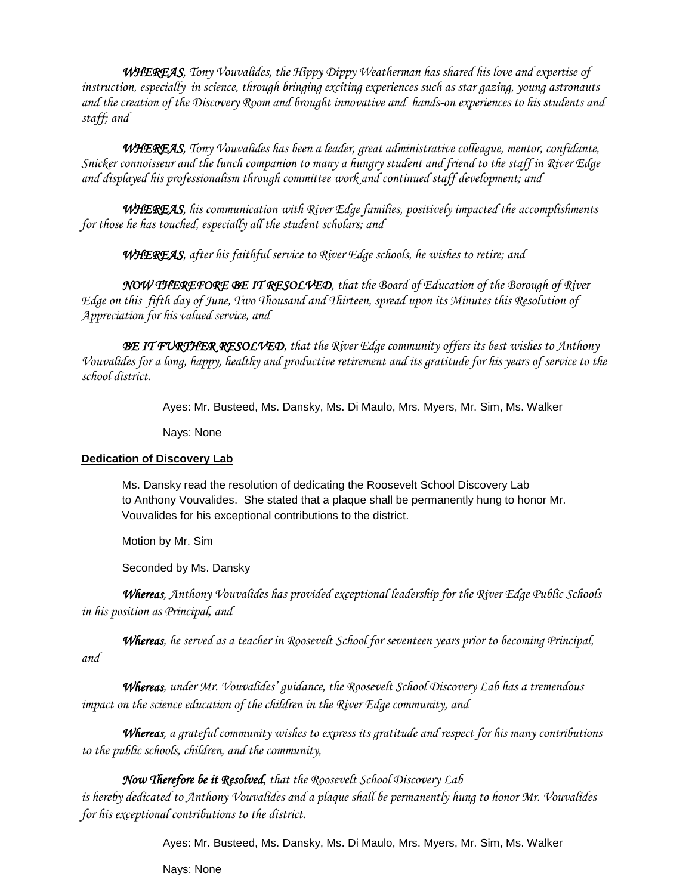*__WHEREAS__, Tony Vouvalides, the Hippy Dippy Weatherman has shared his love and expertise of instruction, especially in science, through bringing exciting experiences such as star gazing, young astronauts and the creation of the Discovery Room and brought innovative and hands-on experiences to his students and staff; and*

*__WHEREAS__, Tony Vouvalides has been a leader, great administrative colleague, mentor, confidante, Snicker connoisseur and the lunch companion to many a hungry student and friend to the staff in River Edge and displayed his professionalism through committee work and continued staff development; and*

*__WHEREAS__, his communication with River Edge families, positively impacted the accomplishments for those he has touched, especially all the student scholars; and*

*__WHEREAS__, after his faithful service to River Edge schools, he wishes to retire; and*

*__NOW THEREFORE BE IT RESOLVED__, that the Board of Education of the Borough of River Edge on this fifth day of June, Two Thousand and Thirteen, spread upon its Minutes this Resolution of Appreciation for his valued service, and*

*__BE IT FURTHER RESOLVED__, that the River Edge community offers its best wishes to Anthony Vouvalides for a long, happy, healthy and productive retirement and its gratitude for his years of service to the school district.*

Ayes: Mr. Busteed, Ms. Dansky, Ms. Di Maulo, Mrs. Myers, Mr. Sim, Ms. Walker

Nays: None

**Dedication of Discovery Lab**

Ms. Dansky read the resolution of dedicating the Roosevelt School Discovery Lab to Anthony Vouvalides. She stated that a plaque shall be permanently hung to honor Mr. Vouvalides for his exceptional contributions to the district.

Motion by Mr. Sim

Seconded by Ms. Dansky

*__Whereas__, Anthony Vouvalides has provided exceptional leadership for the River Edge Public Schools in his position as Principal, and*

*__Whereas__, he served as a teacher in Roosevelt School for seventeen years prior to becoming Principal, and*

*__Whereas__, under Mr. Vouvalides' guidance, the Roosevelt School Discovery Lab has a tremendous impact on the science education of the children in the River Edge community, and*

*__Whereas__, a grateful community wishes to express its gratitude and respect for his many contributions to the public schools, children, and the community,*

*__Now Therefore be it Resolved__, that the Roosevelt School Discovery Lab is hereby dedicated to Anthony Vouvalides and a plaque shall be permanently hung to honor Mr. Vouvalides for his exceptional contributions to the district.*

Ayes: Mr. Busteed, Ms. Dansky, Ms. Di Maulo, Mrs. Myers, Mr. Sim, Ms. Walker

Nays: None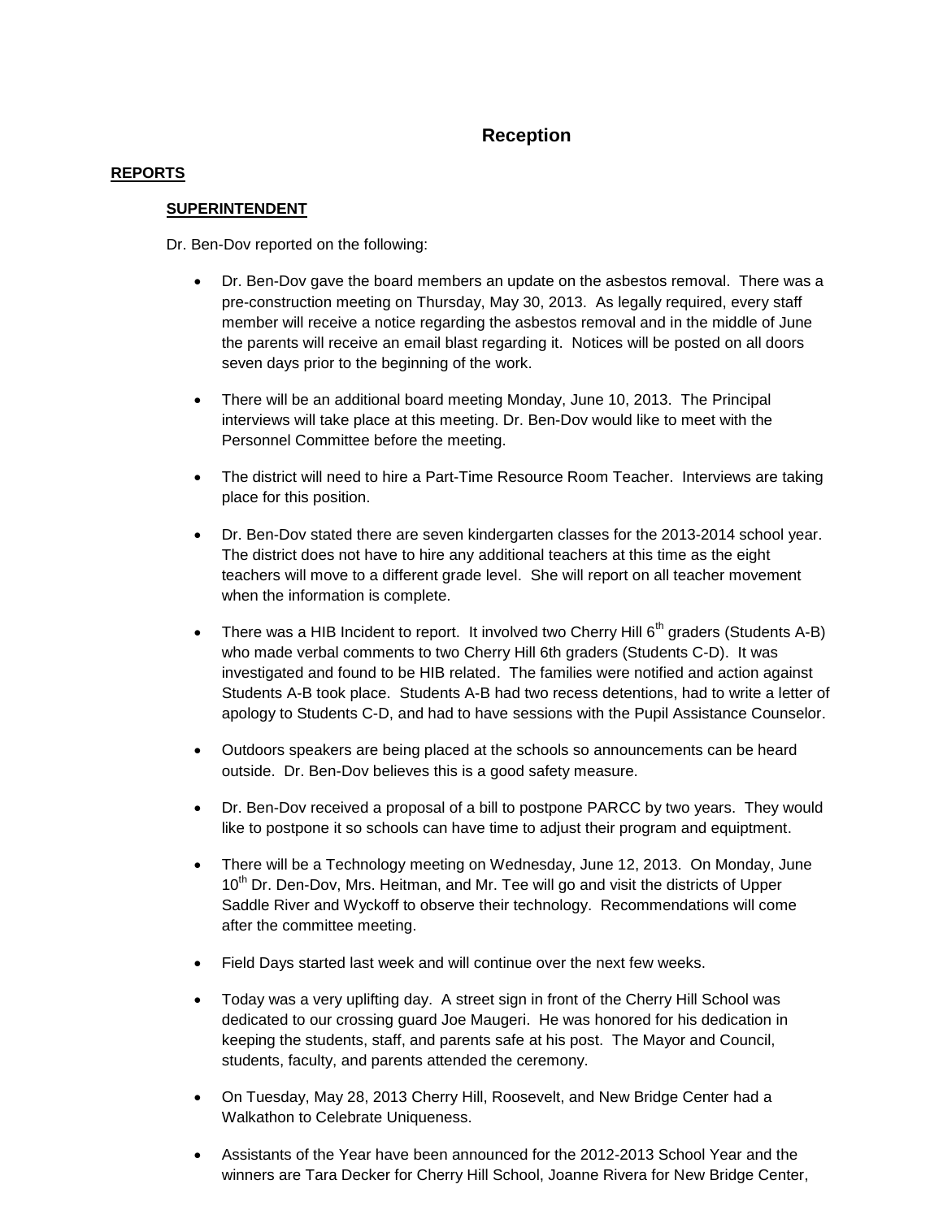## Reception

**REPORTS**

**SUPERINTENDENT**

Dr. Ben-Dov reported on the following:

- Dr. Ben-Dov gave the board members an update on the asbestos removal. There was a pre-construction meeting on Thursday, May 30, 2013. As legally required, every staff member will receive a notice regarding the asbestos removal and in the middle of June the parents will receive an email blast regarding it. Notices will be posted on all doors seven days prior to the beginning of the work.

- There will be an additional board meeting Monday, June 10, 2013. The Principal interviews will take place at this meeting. Dr. Ben-Dov would like to meet with the Personnel Committee before the meeting.

- The district will need to hire a Part-Time Resource Room Teacher. Interviews are taking place for this position.

- Dr. Ben-Dov stated there are seven kindergarten classes for the 2013-2014 school year. The district does not have to hire any additional teachers at this time as the eight teachers will move to a different grade level. She will report on all teacher movement when the information is complete.

- There was a HIB Incident to report. It involved two Cherry Hill 6th graders (Students A-B) who made verbal comments to two Cherry Hill 6th graders (Students C-D). It was investigated and found to be HIB related. The families were notified and action against Students A-B took place. Students A-B had two recess detentions, had to write a letter of apology to Students C-D, and had to have sessions with the Pupil Assistance Counselor.

- Outdoors speakers are being placed at the schools so announcements can be heard outside. Dr. Ben-Dov believes this is a good safety measure.

- Dr. Ben-Dov received a proposal of a bill to postpone PARCC by two years. They would like to postpone it so schools can have time to adjust their program and equiptment.

- There will be a Technology meeting on Wednesday, June 12, 2013. On Monday, June 10th Dr. Den-Dov, Mrs. Heitman, and Mr. Tee will go and visit the districts of Upper Saddle River and Wyckoff to observe their technology. Recommendations will come after the committee meeting.

- Field Days started last week and will continue over the next few weeks.

- Today was a very uplifting day. A street sign in front of the Cherry Hill School was dedicated to our crossing guard Joe Maugeri. He was honored for his dedication in keeping the students, staff, and parents safe at his post. The Mayor and Council, students, faculty, and parents attended the ceremony.

- On Tuesday, May 28, 2013 Cherry Hill, Roosevelt, and New Bridge Center had a Walkathon to Celebrate Uniqueness.

- Assistants of the Year have been announced for the 2012-2013 School Year and the winners are Tara Decker for Cherry Hill School, Joanne Rivera for New Bridge Center,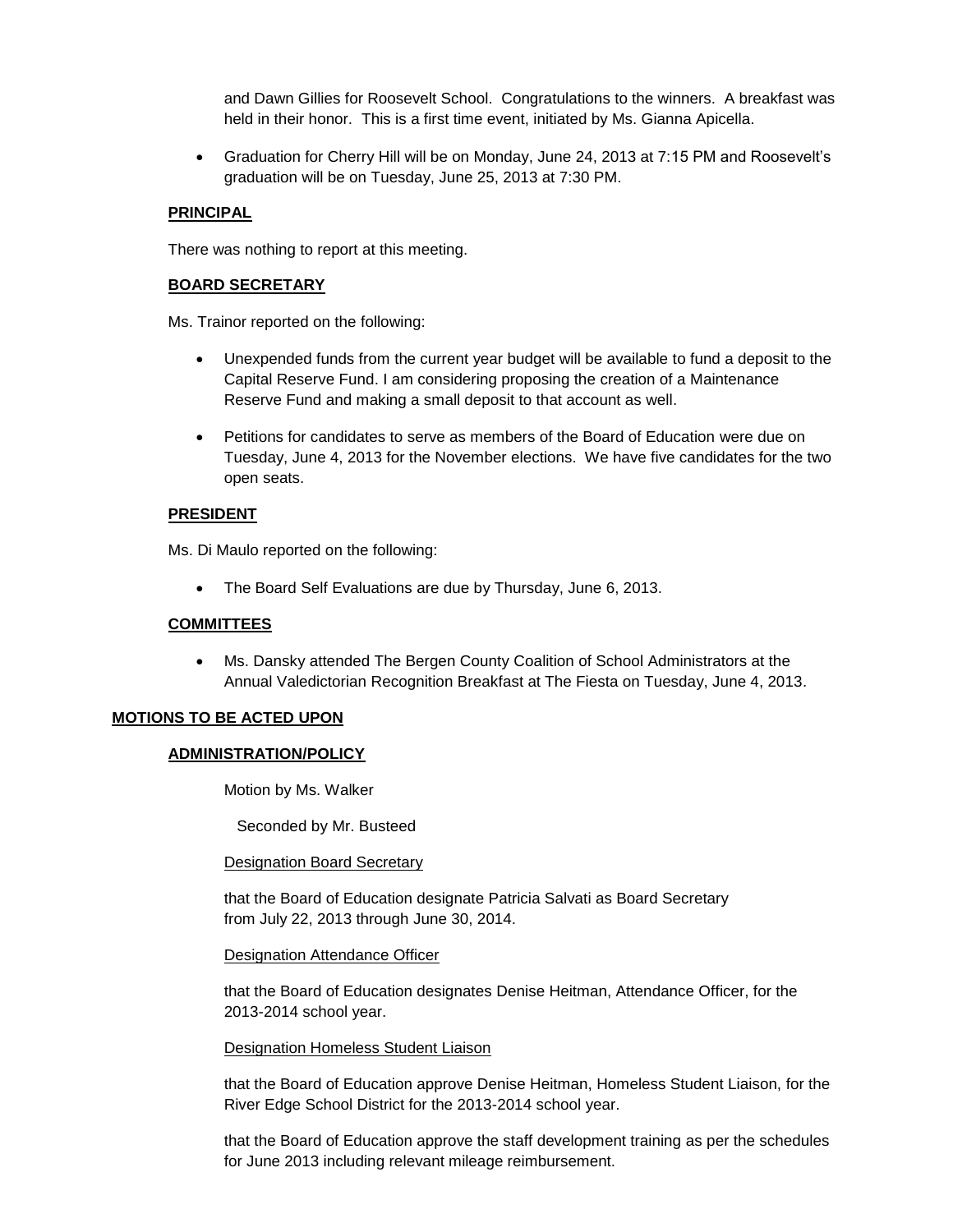and Dawn Gillies for Roosevelt School. Congratulations to the winners. A breakfast was held in their honor. This is a first time event, initiated by Ms. Gianna Apicella.

- Graduation for Cherry Hill will be on Monday, June 24, 2013 at 7:15 PM and Roosevelt's graduation will be on Tuesday, June 25, 2013 at 7:30 PM.

### PRINCIPAL

There was nothing to report at this meeting.

### BOARD SECRETARY

Ms. Trainor reported on the following:

- Unexpended funds from the current year budget will be available to fund a deposit to the Capital Reserve Fund. I am considering proposing the creation of a Maintenance Reserve Fund and making a small deposit to that account as well.
- Petitions for candidates to serve as members of the Board of Education were due on Tuesday, June 4, 2013 for the November elections. We have five candidates for the two open seats.

### PRESIDENT

Ms. Di Maulo reported on the following:

- The Board Self Evaluations are due by Thursday, June 6, 2013.

### COMMITTEES

- Ms. Dansky attended The Bergen County Coalition of School Administrators at the Annual Valedictorian Recognition Breakfast at The Fiesta on Tuesday, June 4, 2013.

## MOTIONS TO BE ACTED UPON

### ADMINISTRATION/POLICY

Motion by Ms. Walker

Seconded by Mr. Busteed

Designation Board Secretary

that the Board of Education designate Patricia Salvati as Board Secretary from July 22, 2013 through June 30, 2014.

Designation Attendance Officer

that the Board of Education designates Denise Heitman, Attendance Officer, for the 2013-2014 school year.

Designation Homeless Student Liaison

that the Board of Education approve Denise Heitman, Homeless Student Liaison, for the River Edge School District for the 2013-2014 school year.

that the Board of Education approve the staff development training as per the schedules for June 2013 including relevant mileage reimbursement.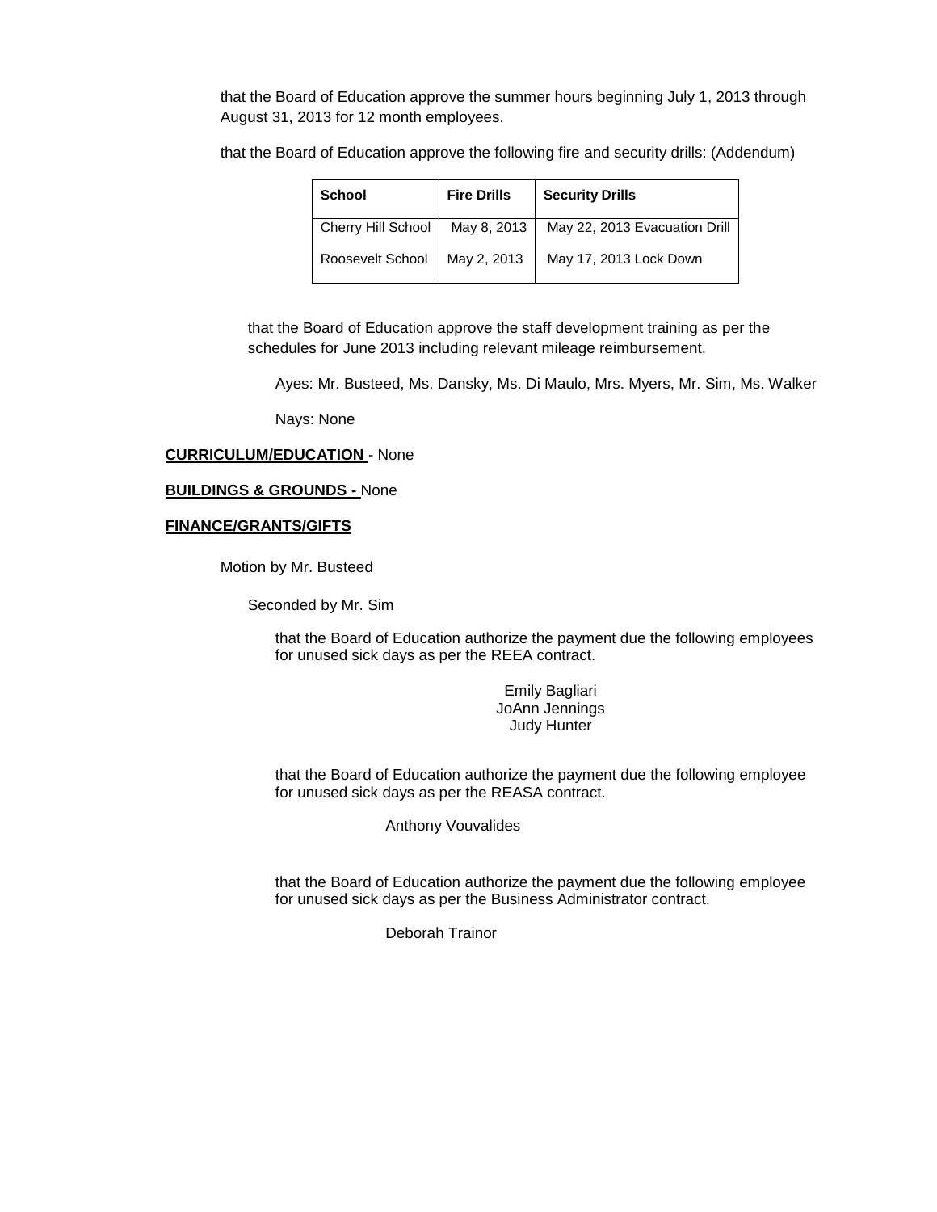that the Board of Education approve the summer hours beginning July 1, 2013 through August 31, 2013 for 12 month employees.

that the Board of Education approve the following fire and security drills: (Addendum)

| School | Fire Drills | Security Drills |
|---|---|---|
| Cherry Hill School | May 8, 2013 | May 22, 2013 Evacuation Drill |
| Roosevelt School | May 2, 2013 | May 17, 2013 Lock Down |

that the Board of Education approve the staff development training as per the schedules for June 2013 including relevant mileage reimbursement.

Ayes: Mr. Busteed, Ms. Dansky, Ms. Di Maulo, Mrs. Myers, Mr. Sim, Ms. Walker

Nays: None

**CURRICULUM/EDUCATION** - None

**BUILDINGS & GROUNDS -** None

**FINANCE/GRANTS/GIFTS**

Motion by Mr. Busteed

Seconded by Mr. Sim

that the Board of Education authorize the payment due the following employees for unused sick days as per the REEA contract.

Emily Bagliari
JoAnn Jennings
Judy Hunter

that the Board of Education authorize the payment due the following employee for unused sick days as per the REASA contract.

Anthony Vouvalides

that the Board of Education authorize the payment due the following employee for unused sick days as per the Business Administrator contract.

Deborah Trainor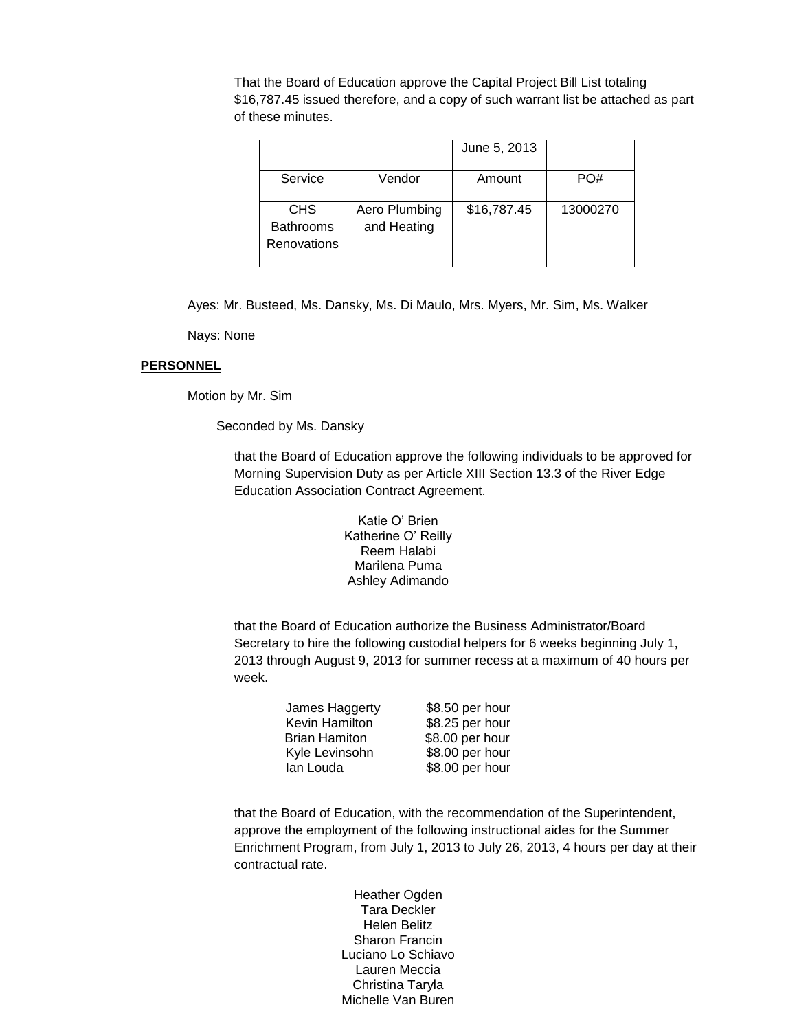That the Board of Education approve the Capital Project Bill List totaling $16,787.45 issued therefore, and a copy of such warrant list be attached as part of these minutes.

| | | June 5, 2013 | |
|---|---|---|---|
| Service | Vendor | Amount | PO# |
| CHS Bathrooms Renovations | Aero Plumbing and Heating | $16,787.45 | 13000270 |

Ayes: Mr. Busteed, Ms. Dansky, Ms. Di Maulo, Mrs. Myers, Mr. Sim, Ms. Walker

Nays: None

**PERSONNEL**

Motion by Mr. Sim

Seconded by Ms. Dansky

that the Board of Education approve the following individuals to be approved for Morning Supervision Duty as per Article XIII Section 13.3 of the River Edge Education Association Contract Agreement.

Katie O' Brien
Katherine O' Reilly
Reem Halabi
Marilena Puma
Ashley Adimando

that the Board of Education authorize the Business Administrator/Board Secretary to hire the following custodial helpers for 6 weeks beginning July 1, 2013 through August 9, 2013 for summer recess at a maximum of 40 hours per week.

| | |
|---|---|
| James Haggerty | $8.50 per hour |
| Kevin Hamilton | $8.25 per hour |
| Brian Hamiton | $8.00 per hour |
| Kyle Levinsohn | $8.00 per hour |
| Ian Louda | $8.00 per hour |

that the Board of Education, with the recommendation of the Superintendent, approve the employment of the following instructional aides for the Summer Enrichment Program, from July 1, 2013 to July 26, 2013, 4 hours per day at their contractual rate.

Heather Ogden
Tara Deckler
Helen Belitz
Sharon Francin
Luciano Lo Schiavo
Lauren Meccia
Christina Taryla
Michelle Van Buren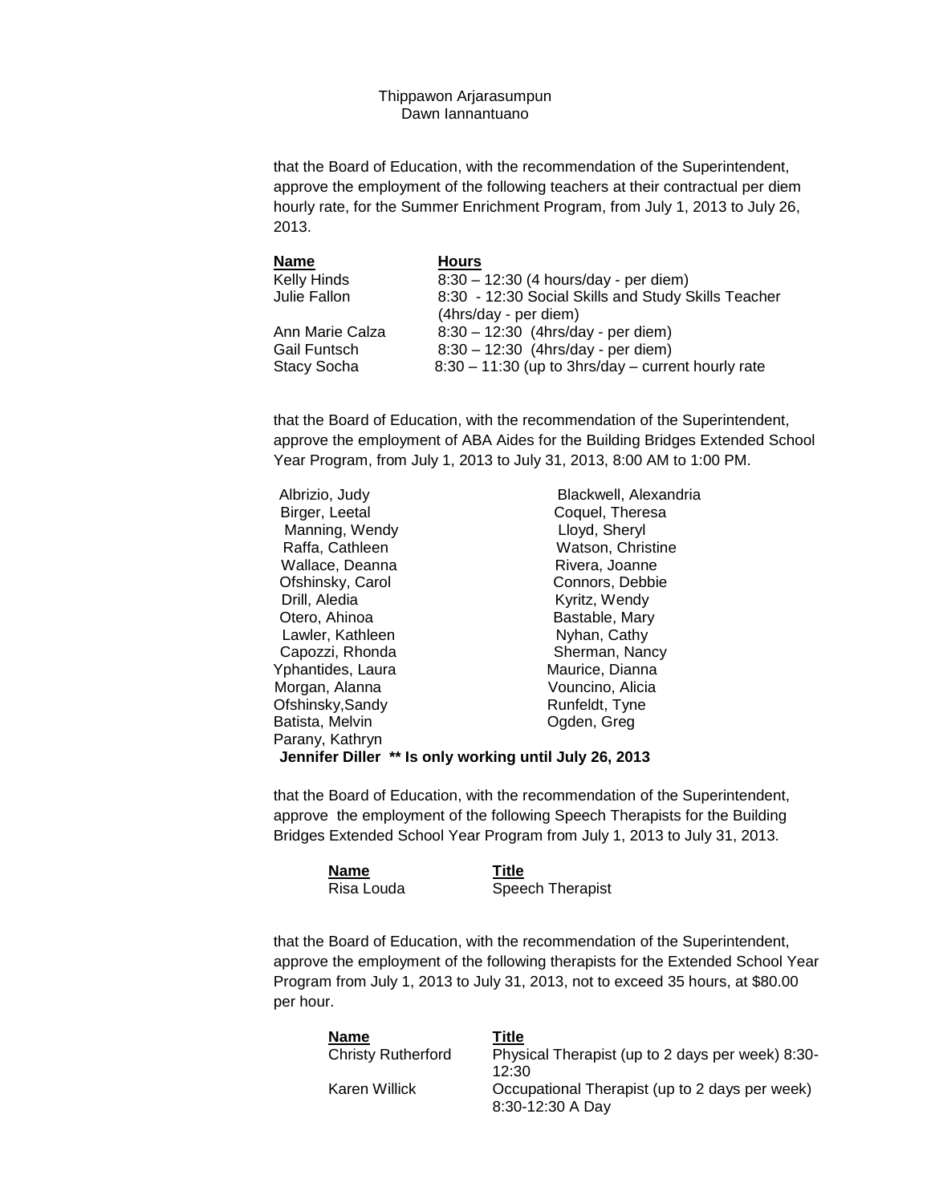Thippawon Arjarasumpun
Dawn Iannantuano

that the Board of Education, with the recommendation of the Superintendent, approve the employment of the following teachers at their contractual per diem hourly rate, for the Summer Enrichment Program, from July 1, 2013 to July 26, 2013.

| Name | Hours |
|---|---|
| Kelly Hinds | 8:30 – 12:30 (4 hours/day - per diem) |
| Julie Fallon | 8:30 - 12:30 Social Skills and Study Skills Teacher (4hrs/day - per diem) |
| Ann Marie Calza | 8:30 – 12:30 (4hrs/day - per diem) |
| Gail Funtsch | 8:30 – 12:30 (4hrs/day - per diem) |
| Stacy Socha | 8:30 – 11:30 (up to 3hrs/day – current hourly rate |

that the Board of Education, with the recommendation of the Superintendent, approve the employment of ABA Aides for the Building Bridges Extended School Year Program, from July 1, 2013 to July 31, 2013, 8:00 AM to 1:00 PM.

Albrizio, Judy
Birger, Leetal
Manning, Wendy
Raffa, Cathleen
Wallace, Deanna
Ofshinsky, Carol
Drill, Aledia
Otero, Ahinoa
Lawler, Kathleen
Capozzi, Rhonda
Yphantides, Laura
Morgan, Alanna
Ofshinsky,Sandy
Batista, Melvin
Parany, Kathryn
Blackwell, Alexandria
Coquel, Theresa
Lloyd, Sheryl
Watson, Christine
Rivera, Joanne
Connors, Debbie
Kyritz, Wendy
Bastable, Mary
Nyhan, Cathy
Sherman, Nancy
Maurice, Dianna
Vouncino, Alicia
Runfeldt, Tyne
Ogden, Greg

**Jennifer Diller \*\* Is only working until July 26, 2013**

that the Board of Education, with the recommendation of the Superintendent, approve the employment of the following Speech Therapists for the Building Bridges Extended School Year Program from July 1, 2013 to July 31, 2013.

| Name | Title |
|---|---|
| Risa Louda | Speech Therapist |

that the Board of Education, with the recommendation of the Superintendent, approve the employment of the following therapists for the Extended School Year Program from July 1, 2013 to July 31, 2013, not to exceed 35 hours, at $80.00 per hour.

| Name | Title |
|---|---|
| Christy Rutherford | Physical Therapist (up to 2 days per week) 8:30-12:30 |
| Karen Willick | Occupational Therapist (up to 2 days per week) 8:30-12:30 A Day |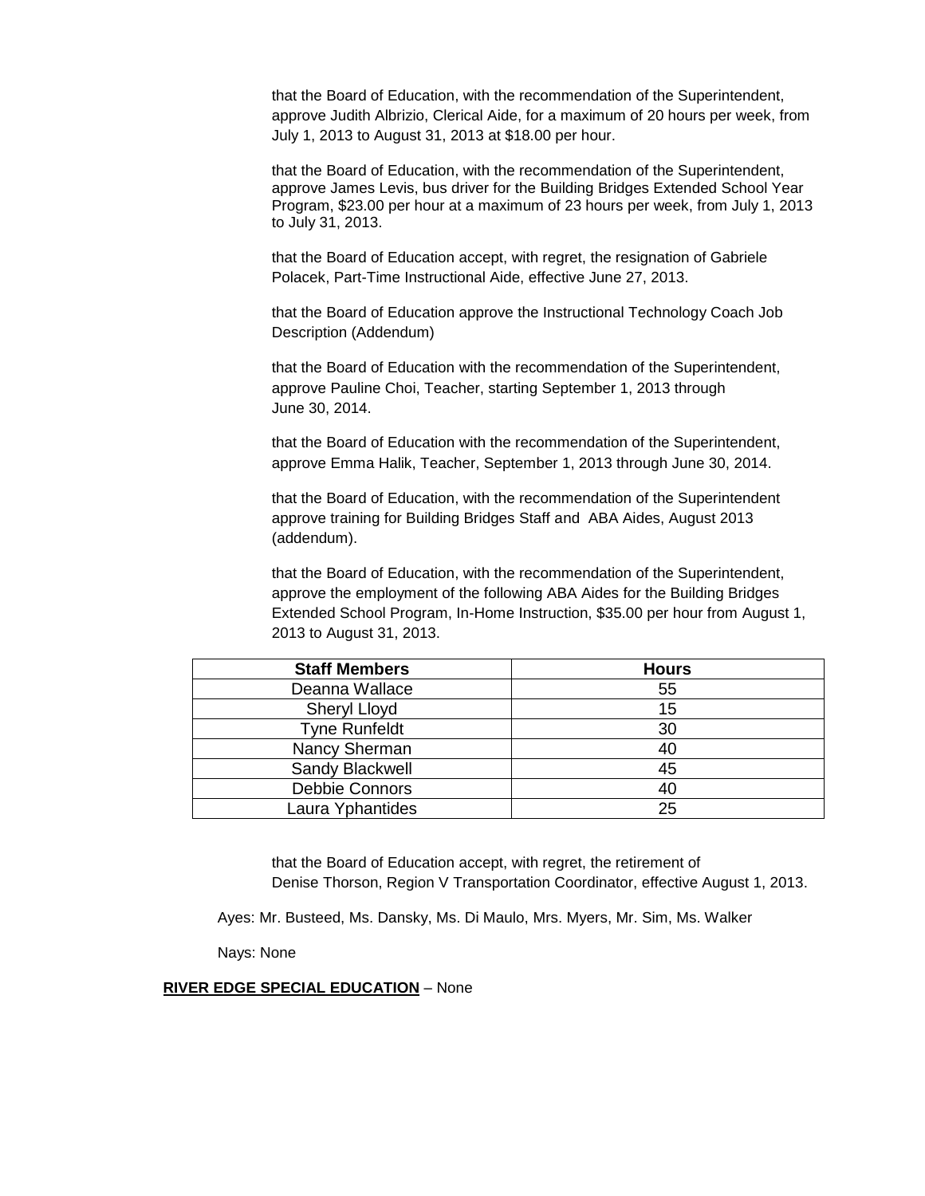that the Board of Education, with the recommendation of the Superintendent, approve Judith Albrizio, Clerical Aide, for a maximum of 20 hours per week, from July 1, 2013 to August 31, 2013 at $18.00 per hour.

that the Board of Education, with the recommendation of the Superintendent, approve James Levis, bus driver for the Building Bridges Extended School Year Program, $23.00 per hour at a maximum of 23 hours per week, from July 1, 2013 to July 31, 2013.

that the Board of Education accept, with regret, the resignation of Gabriele Polacek, Part-Time Instructional Aide, effective June 27, 2013.

that the Board of Education approve the Instructional Technology Coach Job Description (Addendum)

that the Board of Education with the recommendation of the Superintendent, approve Pauline Choi, Teacher, starting September 1, 2013 through June 30, 2014.

that the Board of Education with the recommendation of the Superintendent, approve Emma Halik, Teacher, September 1, 2013 through June 30, 2014.

that the Board of Education, with the recommendation of the Superintendent approve training for Building Bridges Staff and ABA Aides, August 2013 (addendum).

that the Board of Education, with the recommendation of the Superintendent, approve the employment of the following ABA Aides for the Building Bridges Extended School Program, In-Home Instruction, $35.00 per hour from August 1, 2013 to August 31, 2013.

| Staff Members | Hours |
|---|---|
| Deanna Wallace | 55 |
| Sheryl Lloyd | 15 |
| Tyne Runfeldt | 30 |
| Nancy Sherman | 40 |
| Sandy Blackwell | 45 |
| Debbie Connors | 40 |
| Laura Yphantides | 25 |

that the Board of Education accept, with regret, the retirement of Denise Thorson, Region V Transportation Coordinator, effective August 1, 2013.

Ayes: Mr. Busteed, Ms. Dansky, Ms. Di Maulo, Mrs. Myers, Mr. Sim, Ms. Walker

Nays: None

**RIVER EDGE SPECIAL EDUCATION** – None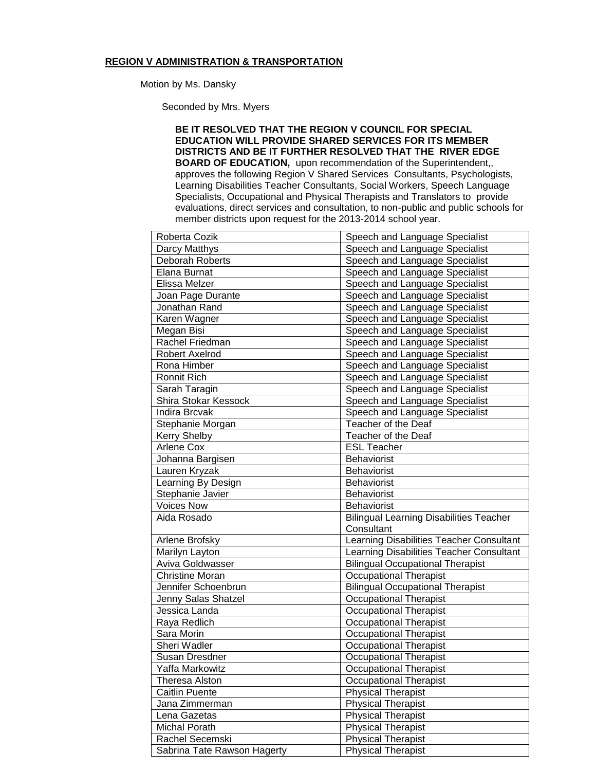**REGION V ADMINISTRATION & TRANSPORTATION**

Motion by Ms. Dansky

Seconded by Mrs. Myers

**BE IT RESOLVED THAT THE REGION V COUNCIL FOR SPECIAL EDUCATION WILL PROVIDE SHARED SERVICES FOR ITS MEMBER DISTRICTS AND BE IT FURTHER RESOLVED THAT THE RIVER EDGE BOARD OF EDUCATION,** upon recommendation of the Superintendent,, approves the following Region V Shared Services Consultants, Psychologists, Learning Disabilities Teacher Consultants, Social Workers, Speech Language Specialists, Occupational and Physical Therapists and Translators to provide evaluations, direct services and consultation, to non-public and public schools for member districts upon request for the 2013-2014 school year.

| | |
|---|---|
| Roberta Cozik | Speech and Language Specialist |
| Darcy Matthys | Speech and Language Specialist |
| Deborah Roberts | Speech and Language Specialist |
| Elana Burnat | Speech and Language Specialist |
| Elissa Melzer | Speech and Language Specialist |
| Joan Page Durante | Speech and Language Specialist |
| Jonathan Rand | Speech and Language Specialist |
| Karen Wagner | Speech and Language Specialist |
| Megan Bisi | Speech and Language Specialist |
| Rachel Friedman | Speech and Language Specialist |
| Robert Axelrod | Speech and Language Specialist |
| Rona Himber | Speech and Language Specialist |
| Ronnit Rich | Speech and Language Specialist |
| Sarah Taragin | Speech and Language Specialist |
| Shira Stokar Kessock | Speech and Language Specialist |
| Indira Brcvak | Speech and Language Specialist |
| Stephanie Morgan | Teacher of the Deaf |
| Kerry Shelby | Teacher of the Deaf |
| Arlene Cox | ESL Teacher |
| Johanna Bargisen | Behaviorist |
| Lauren Kryzak | Behaviorist |
| Learning By Design | Behaviorist |
| Stephanie Javier | Behaviorist |
| Voices Now | Behaviorist |
| Aida Rosado | Bilingual Learning Disabilities Teacher Consultant |
| Arlene Brofsky | Learning Disabilities Teacher Consultant |
| Marilyn Layton | Learning Disabilities Teacher Consultant |
| Aviva Goldwasser | Bilingual Occupational Therapist |
| Christine Moran | Occupational Therapist |
| Jennifer Schoenbrun | Bilingual Occupational Therapist |
| Jenny Salas Shatzel | Occupational Therapist |
| Jessica Landa | Occupational Therapist |
| Raya Redlich | Occupational Therapist |
| Sara Morin | Occupational Therapist |
| Sheri Wadler | Occupational Therapist |
| Susan Dresdner | Occupational Therapist |
| Yaffa Markowitz | Occupational Therapist |
| Theresa Alston | Occupational Therapist |
| Caitlin Puente | Physical Therapist |
| Jana Zimmerman | Physical Therapist |
| Lena Gazetas | Physical Therapist |
| Michal Porath | Physical Therapist |
| Rachel Secemski | Physical Therapist |
| Sabrina Tate Rawson Hagerty | Physical Therapist |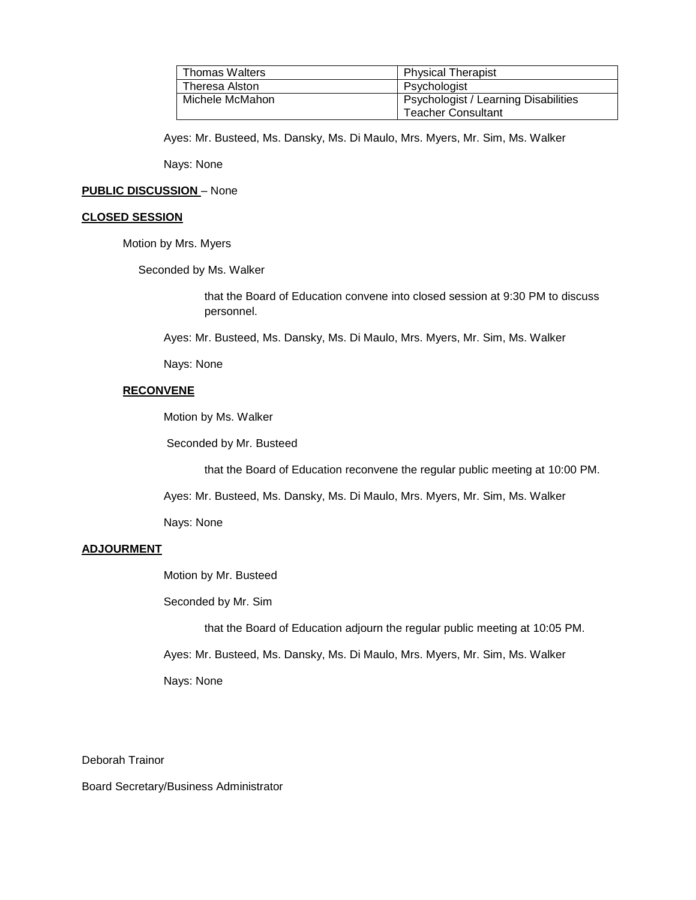| | |
|---|---|
| Thomas Walters | Physical Therapist |
| Theresa Alston | Psychologist |
| Michele McMahon | Psychologist / Learning Disabilities Teacher Consultant |

Ayes: Mr. Busteed, Ms. Dansky, Ms. Di Maulo, Mrs. Myers, Mr. Sim, Ms. Walker

Nays: None

**PUBLIC DISCUSSION** – None

**CLOSED SESSION**

Motion by Mrs. Myers

Seconded by Ms. Walker

that the Board of Education convene into closed session at 9:30 PM to discuss personnel.

Ayes: Mr. Busteed, Ms. Dansky, Ms. Di Maulo, Mrs. Myers, Mr. Sim, Ms. Walker

Nays: None

**RECONVENE**

Motion by Ms. Walker

Seconded by Mr. Busteed

that the Board of Education reconvene the regular public meeting at 10:00 PM.

Ayes: Mr. Busteed, Ms. Dansky, Ms. Di Maulo, Mrs. Myers, Mr. Sim, Ms. Walker

Nays: None

**ADJOURMENT**

Motion by Mr. Busteed

Seconded by Mr. Sim

that the Board of Education adjourn the regular public meeting at 10:05 PM.

Ayes: Mr. Busteed, Ms. Dansky, Ms. Di Maulo, Mrs. Myers, Mr. Sim, Ms. Walker

Nays: None

Deborah Trainor

Board Secretary/Business Administrator